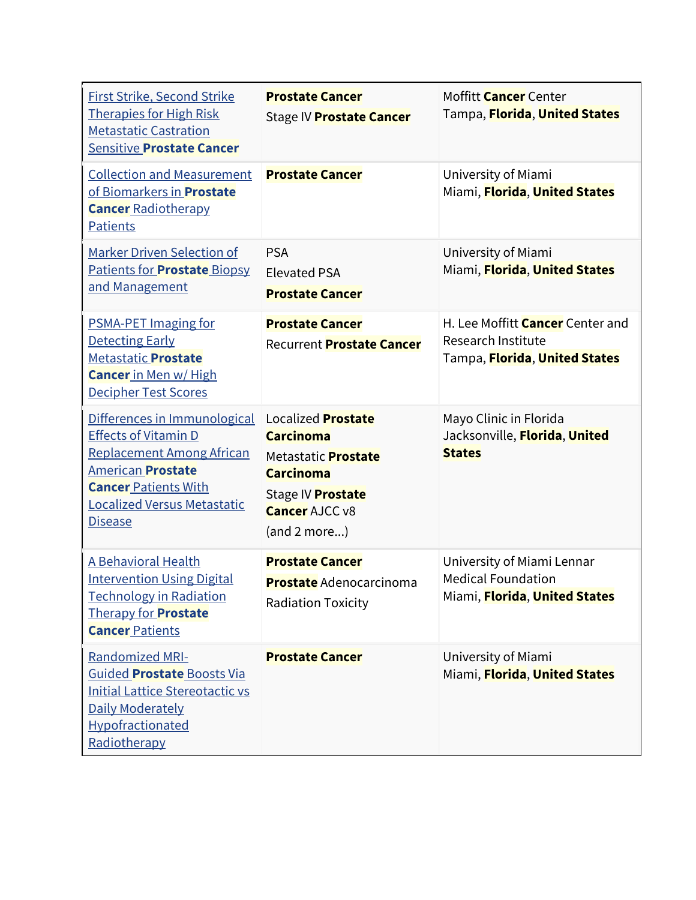| | | |
|---|---|---|
| First Strike, Second Strike Therapies for High Risk Metastatic Castration Sensitive **Prostate Cancer** | **Prostate Cancer**<br>Stage IV **Prostate Cancer** | Moffitt **Cancer** Center<br>Tampa, **Florida**, **United States** |
| Collection and Measurement of Biomarkers in **Prostate Cancer** Radiotherapy Patients | **Prostate Cancer** | University of Miami<br>Miami, **Florida**, **United States** |
| Marker Driven Selection of Patients for **Prostate** Biopsy and Management | PSA<br>Elevated PSA<br>**Prostate Cancer** | University of Miami<br>Miami, **Florida**, **United States** |
| PSMA-PET Imaging for Detecting Early Metastatic **Prostate Cancer** in Men w/ High Decipher Test Scores | **Prostate Cancer**<br>Recurrent **Prostate Cancer** | H. Lee Moffitt **Cancer** Center and Research Institute<br>Tampa, **Florida**, **United States** |
| Differences in Immunological Effects of Vitamin D Replacement Among African American **Prostate Cancer** Patients With Localized Versus Metastatic Disease | Localized **Prostate Carcinoma**<br>Metastatic **Prostate Carcinoma**<br>Stage IV **Prostate Cancer** AJCC v8<br>(and 2 more...) | Mayo Clinic in Florida<br>Jacksonville, **Florida**, **United States** |
| A Behavioral Health Intervention Using Digital Technology in Radiation Therapy for **Prostate Cancer** Patients | **Prostate Cancer**<br>**Prostate** Adenocarcinoma<br>Radiation Toxicity | University of Miami Lennar Medical Foundation<br>Miami, **Florida**, **United States** |
| Randomized MRI-Guided **Prostate** Boosts Via Initial Lattice Stereotactic vs Daily Moderately Hypofractionated Radiotherapy | **Prostate Cancer** | University of Miami<br>Miami, **Florida**, **United States** |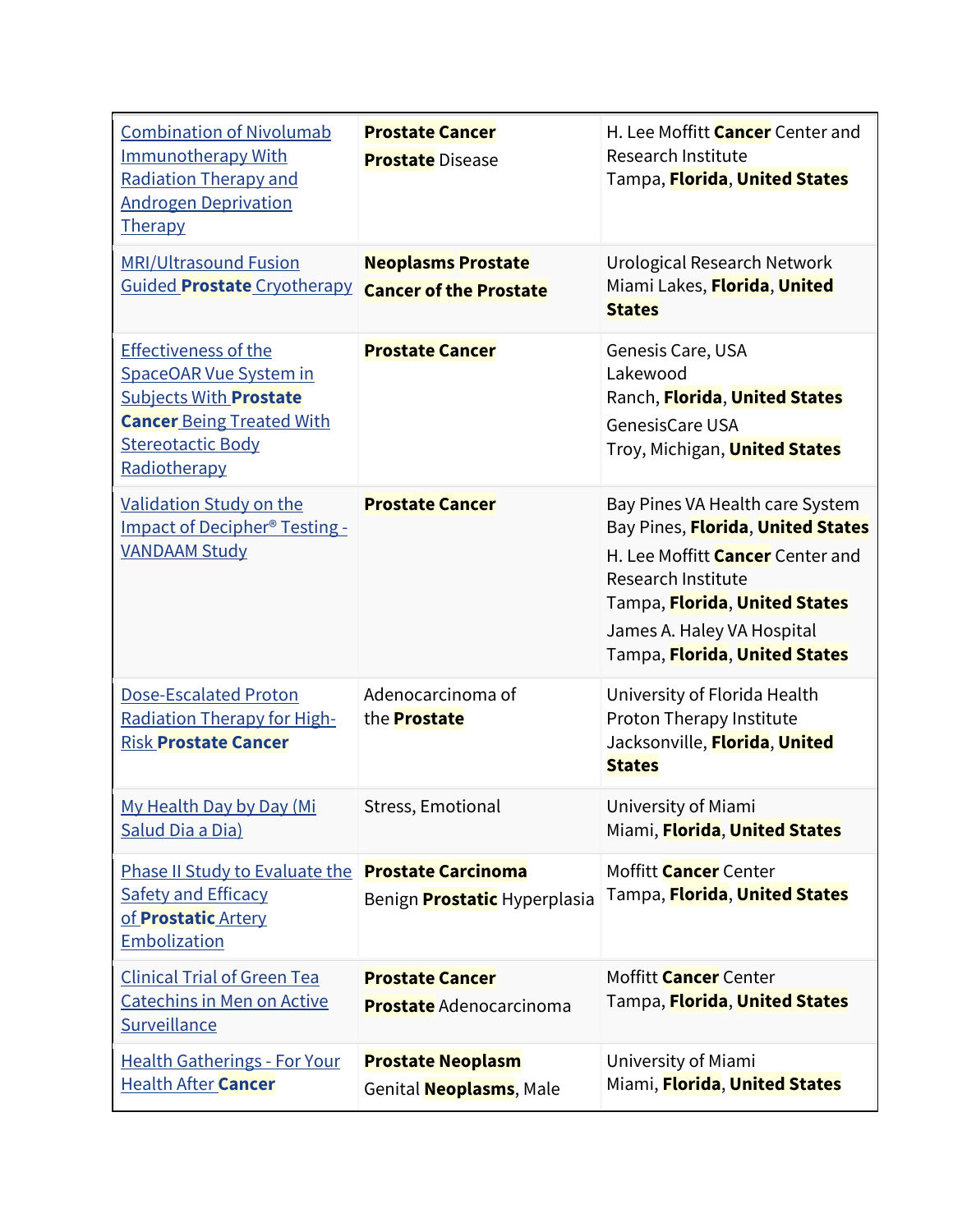| | | |
|---|---|---|
| Combination of Nivolumab Immunotherapy With Radiation Therapy and Androgen Deprivation Therapy | **Prostate Cancer**<br>**Prostate** Disease | H. Lee Moffitt **Cancer** Center and Research Institute<br>Tampa, **Florida**, **United States** |
| MRI/Ultrasound Fusion Guided **Prostate** Cryotherapy | **Neoplasms Prostate**<br>**Cancer of the Prostate** | Urological Research Network<br>Miami Lakes, **Florida**, **United States** |
| Effectiveness of the SpaceOAR Vue System in Subjects With **Prostate Cancer** Being Treated With Stereotactic Body Radiotherapy | **Prostate Cancer** | Genesis Care, USA<br>Lakewood Ranch, **Florida**, **United States**<br>GenesisCare USA<br>Troy, Michigan, **United States** |
| Validation Study on the Impact of Decipher® Testing - VANDAAM Study | **Prostate Cancer** | Bay Pines VA Health care System<br>Bay Pines, **Florida**, **United States**<br>H. Lee Moffitt **Cancer** Center and Research Institute<br>Tampa, **Florida**, **United States**<br>James A. Haley VA Hospital<br>Tampa, **Florida**, **United States** |
| Dose-Escalated Proton Radiation Therapy for High-Risk **Prostate Cancer** | Adenocarcinoma of the **Prostate** | University of Florida Health Proton Therapy Institute<br>Jacksonville, **Florida**, **United States** |
| My Health Day by Day (Mi Salud Dia a Dia) | Stress, Emotional | University of Miami<br>Miami, **Florida**, **United States** |
| Phase II Study to Evaluate the Safety and Efficacy of **Prostatic** Artery Embolization | **Prostate Carcinoma**<br>Benign **Prostatic** Hyperplasia | Moffitt **Cancer** Center<br>Tampa, **Florida**, **United States** |
| Clinical Trial of Green Tea Catechins in Men on Active Surveillance | **Prostate Cancer**<br>**Prostate** Adenocarcinoma | Moffitt **Cancer** Center<br>Tampa, **Florida**, **United States** |
| Health Gatherings - For Your Health After **Cancer** | **Prostate Neoplasm**<br>Genital **Neoplasms**, Male | University of Miami<br>Miami, **Florida**, **United States** |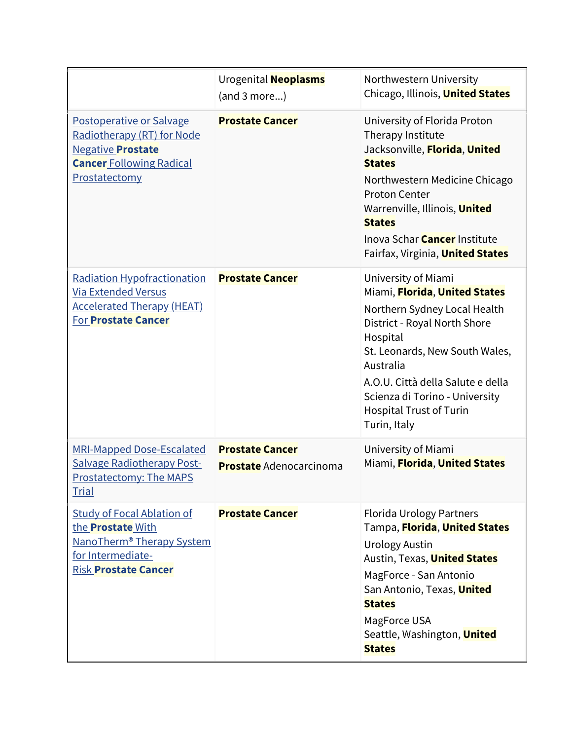| | | |
|---|---|---|
| | Urogenital **Neoplasms** (and 3 more...) | Northwestern University Chicago, Illinois, **United States** |
| [Postoperative or Salvage Radiotherapy (RT) for Node Negative **Prostate Cancer** Following Radical Prostatectomy]() | **Prostate Cancer** | University of Florida Proton Therapy Institute Jacksonville, **Florida**, **United States**<br>Northwestern Medicine Chicago Proton Center Warrenville, Illinois, **United States**<br>Inova Schar **Cancer** Institute Fairfax, Virginia, **United States** |
| [Radiation Hypofractionation Via Extended Versus Accelerated Therapy (HEAT) For **Prostate Cancer**]() | **Prostate Cancer** | University of Miami Miami, **Florida**, **United States**<br>Northern Sydney Local Health District - Royal North Shore Hospital St. Leonards, New South Wales, Australia<br>A.O.U. Città della Salute e della Scienza di Torino - University Hospital Trust of Turin Turin, Italy |
| [MRI-Mapped Dose-Escalated Salvage Radiotherapy Post-Prostatectomy: The MAPS Trial]() | **Prostate Cancer**<br>**Prostate** Adenocarcinoma | University of Miami Miami, **Florida**, **United States** |
| [Study of Focal Ablation of the **Prostate** With NanoTherm® Therapy System for Intermediate-Risk **Prostate Cancer**]() | **Prostate Cancer** | Florida Urology Partners Tampa, **Florida**, **United States**<br>Urology Austin Austin, Texas, **United States**<br>MagForce - San Antonio San Antonio, Texas, **United States**<br>MagForce USA Seattle, Washington, **United States** |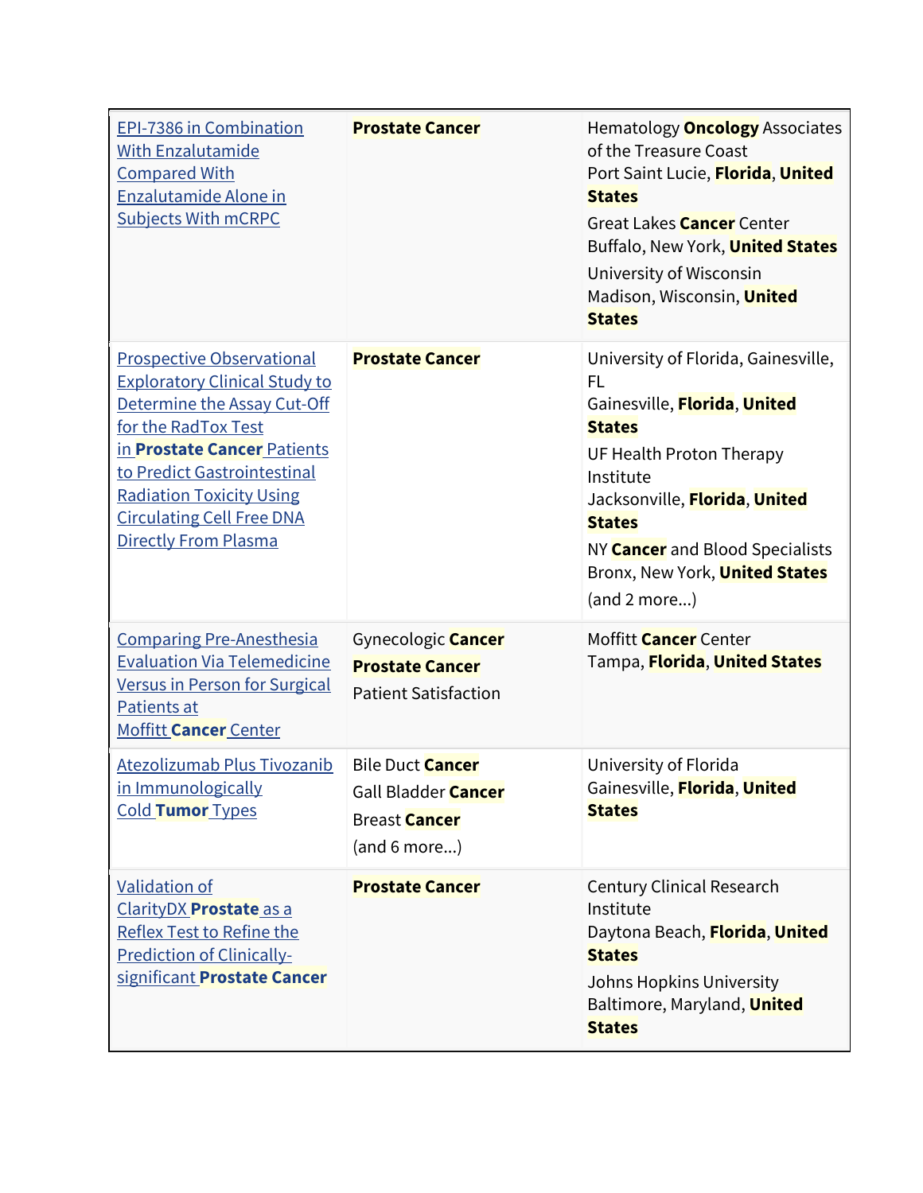| | | |
|---|---|---|
| EPI-7386 in Combination With Enzalutamide Compared With Enzalutamide Alone in Subjects With mCRPC | **Prostate Cancer** | Hematology **Oncology** Associates of the Treasure Coast<br>Port Saint Lucie, **Florida**, **United States**<br>Great Lakes **Cancer** Center<br>Buffalo, New York, **United States**<br>University of Wisconsin<br>Madison, Wisconsin, **United States** |
| Prospective Observational Exploratory Clinical Study to Determine the Assay Cut-Off for the RadTox Test in **Prostate Cancer** Patients to Predict Gastrointestinal Radiation Toxicity Using Circulating Cell Free DNA Directly From Plasma | **Prostate Cancer** | University of Florida, Gainesville, FL<br>Gainesville, **Florida**, **United States**<br>UF Health Proton Therapy Institute<br>Jacksonville, **Florida**, **United States**<br>NY **Cancer** and Blood Specialists<br>Bronx, New York, **United States**<br>(and 2 more...) |
| Comparing Pre-Anesthesia Evaluation Via Telemedicine Versus in Person for Surgical Patients at Moffitt **Cancer** Center | Gynecologic **Cancer**<br>**Prostate Cancer**<br>Patient Satisfaction | Moffitt **Cancer** Center<br>Tampa, **Florida**, **United States** |
| Atezolizumab Plus Tivozanib in Immunologically Cold **Tumor** Types | Bile Duct **Cancer**<br>Gall Bladder **Cancer**<br>Breast **Cancer**<br>(and 6 more...) | University of Florida<br>Gainesville, **Florida**, **United States** |
| Validation of ClarityDX **Prostate** as a Reflex Test to Refine the Prediction of Clinically-significant **Prostate Cancer** | **Prostate Cancer** | Century Clinical Research Institute<br>Daytona Beach, **Florida**, **United States**<br>Johns Hopkins University<br>Baltimore, Maryland, **United States** |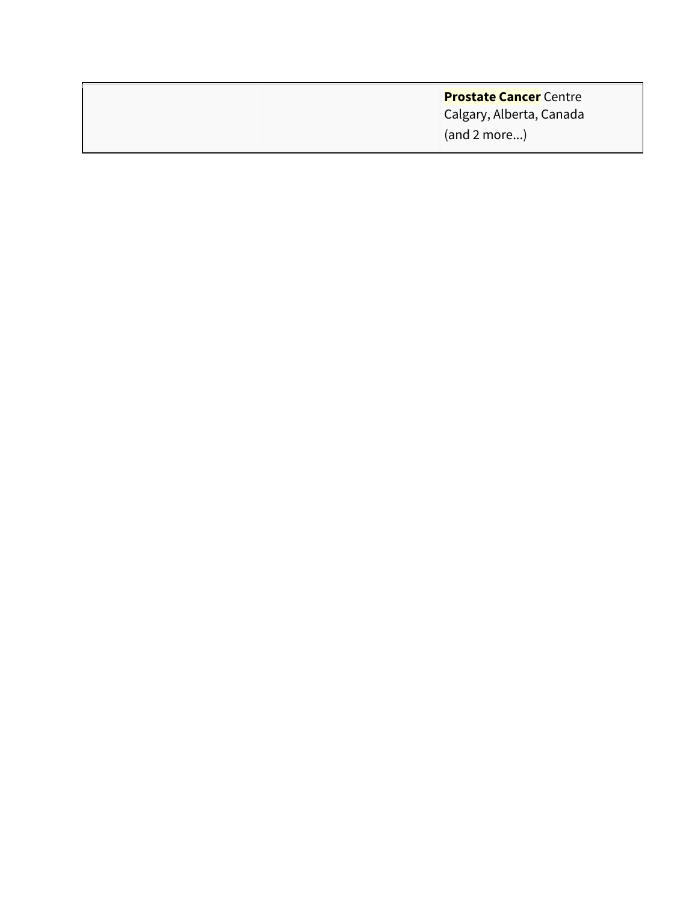| | | |
|---|---|---|
| | | **Prostate Cancer** Centre<br>Calgary, Alberta, Canada<br>(and 2 more...) |